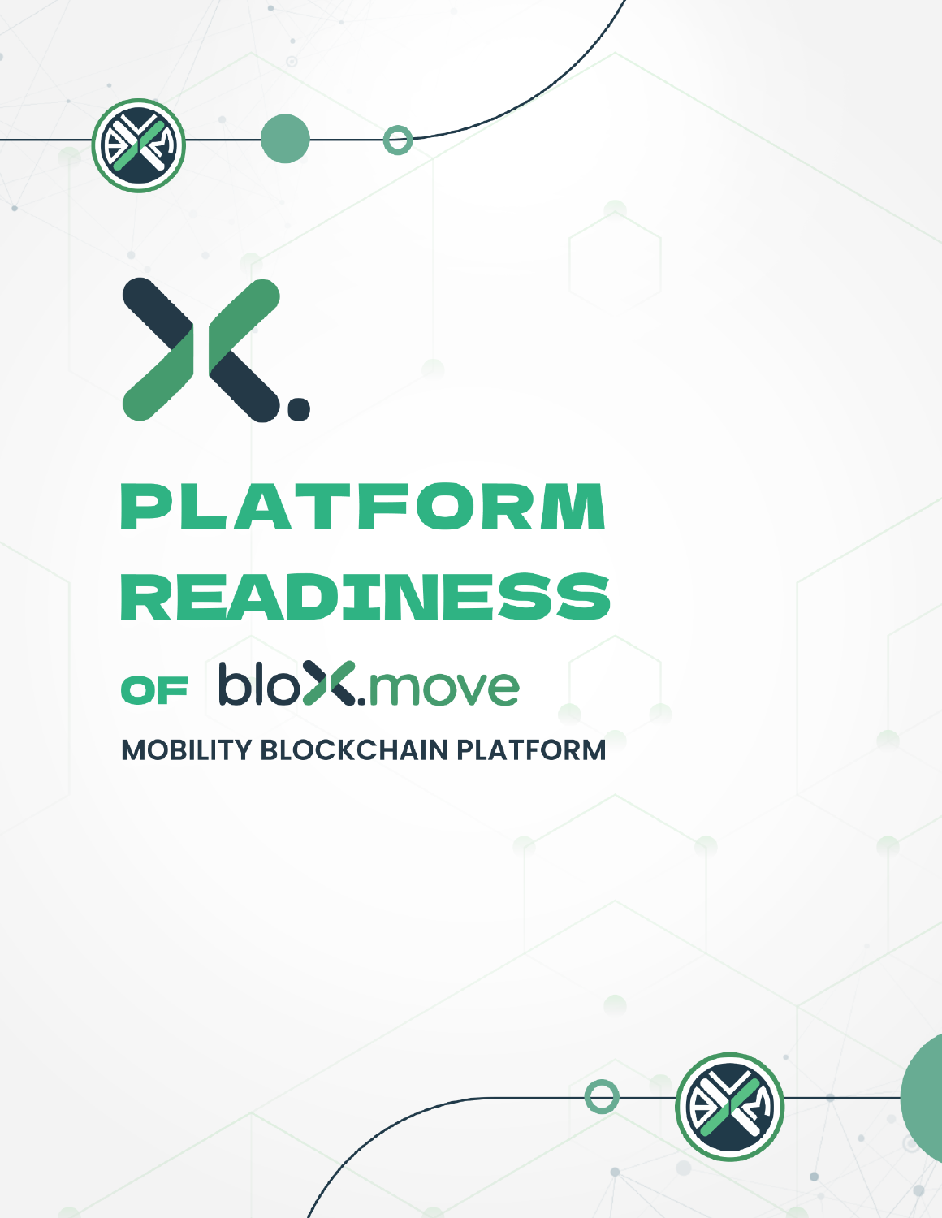# PLATFORM READINESS

## OF bloX.move

**MOBILITY BLOCKCHAIN PLATFORM**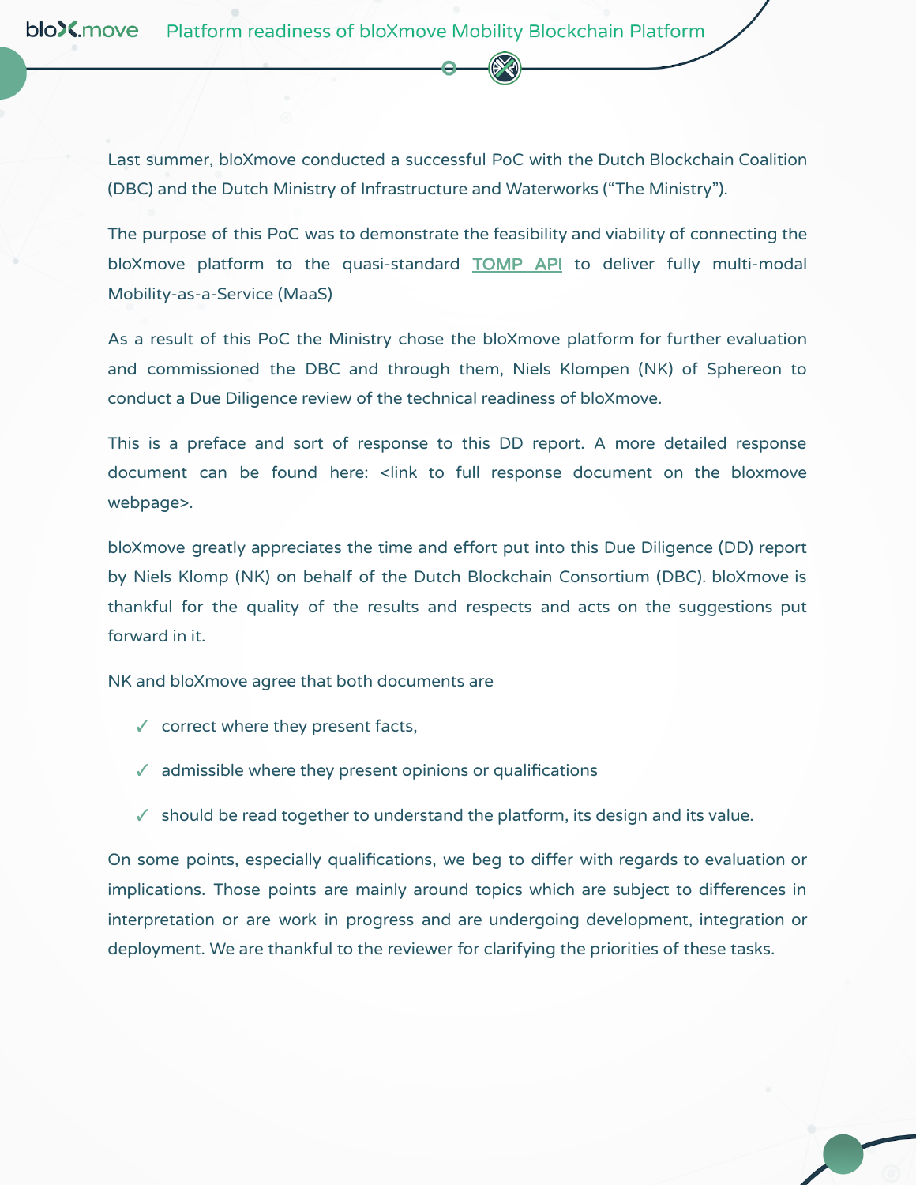Last summer, bloXmove conducted a successful PoC with the Dutch Blockchain Coalition (DBC) and the Dutch Ministry of Infrastructure and Waterworks ("The Ministry").

The purpose of this PoC was to demonstrate the feasibility and viability of connecting the bloXmove platform to the quasi-standard TOMP API to deliver fully multi-modal Mobility-as-a-Service (MaaS)

As a result of this PoC the Ministry chose the bloXmove platform for further evaluation and commissioned the DBC and through them, Niels Klompen (NK) of Sphereon to conduct a Due Diligence review of the technical readiness of bloXmove.

This is a preface and sort of response to this DD report. A more detailed response document can be found here: <link to full response document on the bloxmove webpage>.

bloXmove greatly appreciates the time and effort put into this Due Diligence (DD) report by Niels Klomp (NK) on behalf of the Dutch Blockchain Consortium (DBC). bloXmove is thankful for the quality of the results and respects and acts on the suggestions put forward in it.

NK and bloXmove agree that both documents are

- ✓ correct where they present facts,
- ✓ admissible where they present opinions or qualifications
- ✓ should be read together to understand the platform, its design and its value.

On some points, especially qualifications, we beg to differ with regards to evaluation or implications. Those points are mainly around topics which are subject to differences in interpretation or are work in progress and are undergoing development, integration or deployment. We are thankful to the reviewer for clarifying the priorities of these tasks.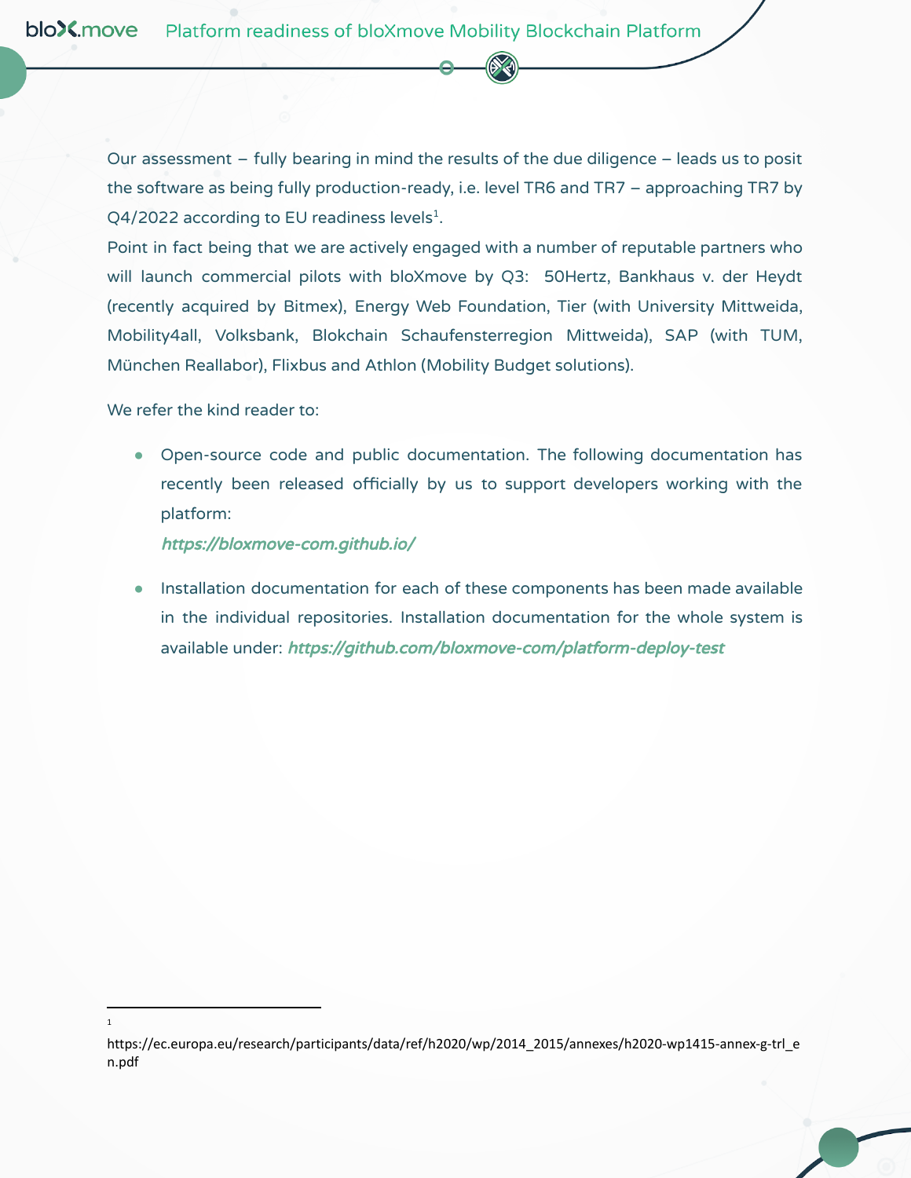Our assessment – fully bearing in mind the results of the due diligence – leads us to posit the software as being fully production-ready, i.e. level TR6 and TR7 – approaching TR7 by Q4/2022 according to EU readiness levels[1].

Point in fact being that we are actively engaged with a number of reputable partners who will launch commercial pilots with bloXmove by Q3: 50Hertz, Bankhaus v. der Heydt (recently acquired by Bitmex), Energy Web Foundation, Tier (with University Mittweida, Mobility4all, Volksbank, Blokchain Schaufensterregion Mittweida), SAP (with TUM, München Reallabor), Flixbus and Athlon (Mobility Budget solutions).

We refer the kind reader to:

- Open-source code and public documentation. The following documentation has recently been released officially by us to support developers working with the platform:
  ***https://bloxmove-com.github.io/***
- Installation documentation for each of these components has been made available in the individual repositories. Installation documentation for the whole system is available under: ***https://github.com/bloxmove-com/platform-deploy-test***

---

[1] https://ec.europa.eu/research/participants/data/ref/h2020/wp/2014_2015/annexes/h2020-wp1415-annex-g-trl_en.pdf